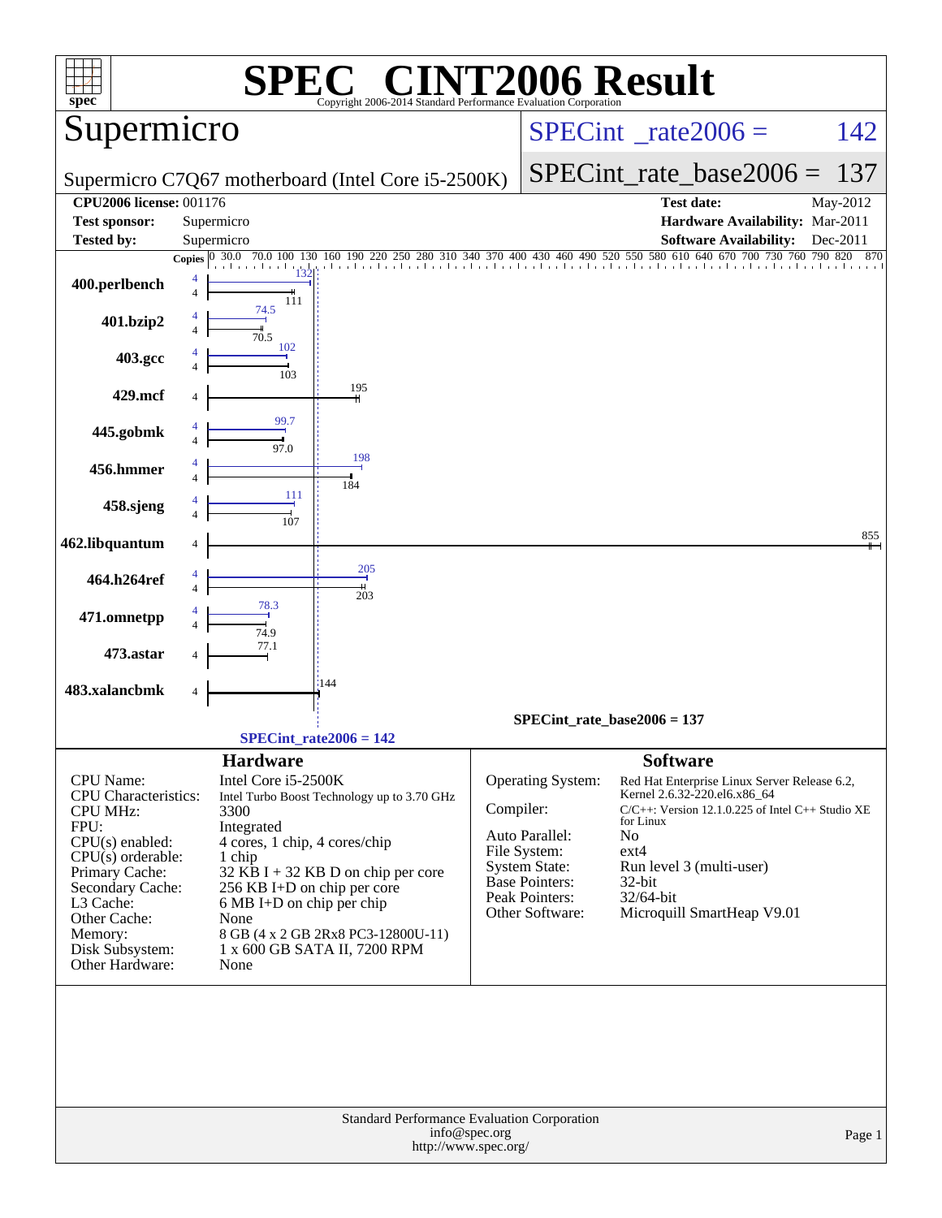# SPEC® CINT2006 Result

Copyright 2006-2014 Standard Performance Evaluation Corporation

## Supermicro

Supermicro C7Q67 motherboard (Intel Core i5-2500K)

**SPECint_rate2006 = 142**

**SPECint_rate_base2006 = 137**

| | | | |
|---|---|---|---|
| **CPU2006 license:** | 001176 | **Test date:** | May-2012 |
| **Test sponsor:** | Supermicro | **Hardware Availability:** | Mar-2011 |
| **Tested by:** | Supermicro | **Software Availability:** | Dec-2011 |

| Benchmark | Copies | Peak | Base |
|---|---|---|---|
| 400.perlbench | 4 | 132 | 111 |
| 401.bzip2 | 4 | 74.5 | 70.5 |
| 403.gcc | 4 | 102 | 103 |
| 429.mcf | 4 | | 195 |
| 445.gobmk | 4 | 99.7 | 97.0 |
| 456.hmmer | 4 | 198 | 184 |
| 458.sjeng | 4 | 111 | 107 |
| 462.libquantum | 4 | | 855 |
| 464.h264ref | 4 | 205 | 203 |
| 471.omnetpp | 4 | 78.3 | 74.9 |
| 473.astar | 4 | | 77.1 |
| 483.xalancbmk | 4 | | 144 |

SPECint_rate_base2006 = 137

SPECint_rate2006 = 142

### Hardware

| | |
|---|---|
| CPU Name: | Intel Core i5-2500K |
| CPU Characteristics: | Intel Turbo Boost Technology up to 3.70 GHz |
| CPU MHz: | 3300 |
| FPU: | Integrated |
| CPU(s) enabled: | 4 cores, 1 chip, 4 cores/chip |
| CPU(s) orderable: | 1 chip |
| Primary Cache: | 32 KB I + 32 KB D on chip per core |
| Secondary Cache: | 256 KB I+D on chip per core |
| L3 Cache: | 6 MB I+D on chip per chip |
| Other Cache: | None |
| Memory: | 8 GB (4 x 2 GB 2Rx8 PC3-12800U-11) |
| Disk Subsystem: | 1 x 600 GB SATA II, 7200 RPM |
| Other Hardware: | None |

### Software

| | |
|---|---|
| Operating System: | Red Hat Enterprise Linux Server Release 6.2, Kernel 2.6.32-220.el6.x86_64 |
| Compiler: | C/C++: Version 12.1.0.225 of Intel C++ Studio XE for Linux |
| Auto Parallel: | No |
| File System: | ext4 |
| System State: | Run level 3 (multi-user) |
| Base Pointers: | 32-bit |
| Peak Pointers: | 32/64-bit |
| Other Software: | Microquill SmartHeap V9.01 |

Standard Performance Evaluation Corporation
info@spec.org
http://www.spec.org/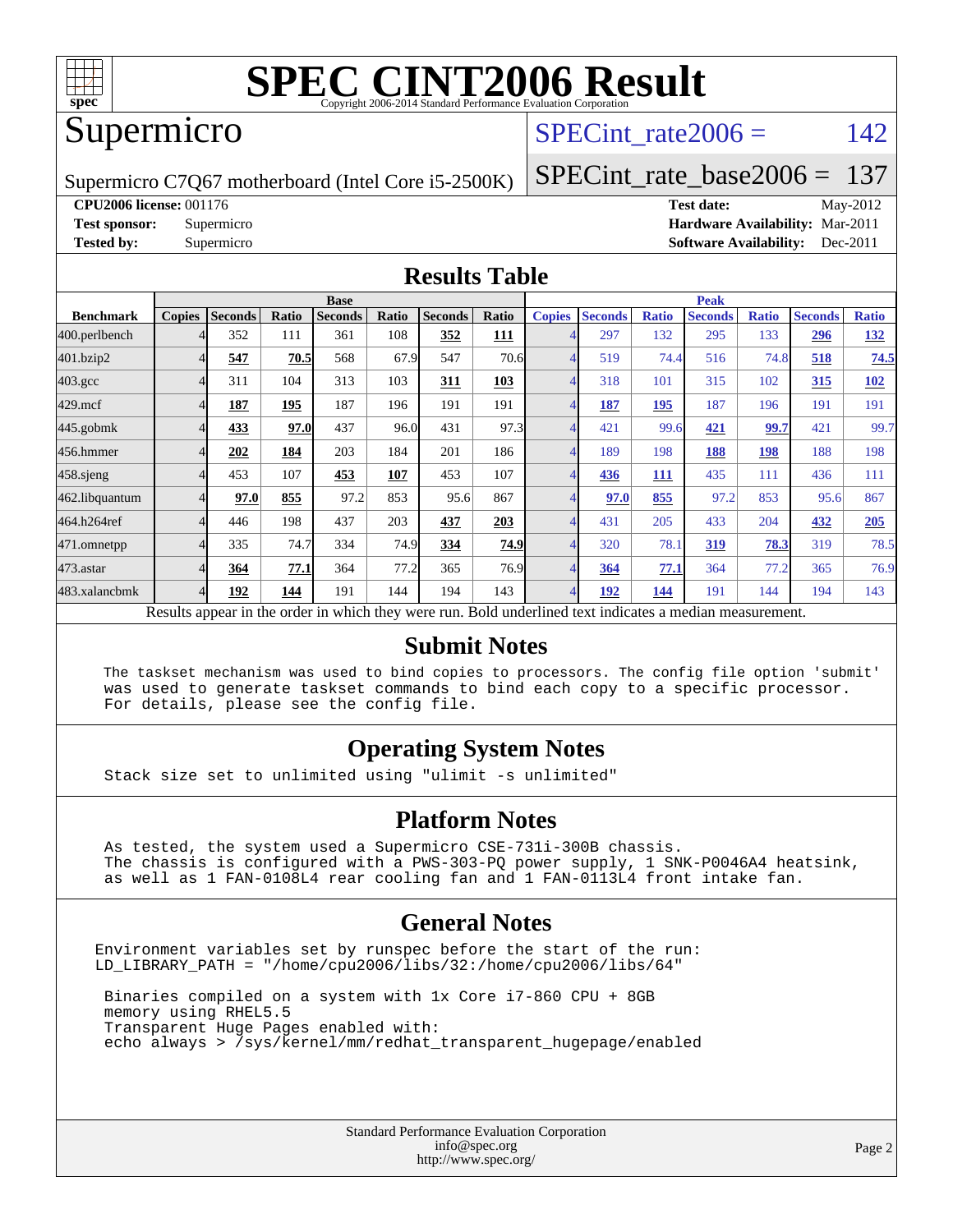# SPEC CINT2006 Result

Copyright 2006-2014 Standard Performance Evaluation Corporation

## Supermicro

Supermicro C7Q67 motherboard (Intel Core i5-2500K)

SPECint_rate2006 = 142

SPECint_rate_base2006 = 137

**CPU2006 license:** 001176
**Test sponsor:** Supermicro
**Tested by:** Supermicro

**Test date:** May-2012
**Hardware Availability:** Mar-2011
**Software Availability:** Dec-2011

## Results Table

| Benchmark | Base | | | | | | | Peak | | | | | | |
|---|---|---|---|---|---|---|---|---|---|---|---|---|---|---|
| | Copies | Seconds | Ratio | Seconds | Ratio | Seconds | Ratio | Copies | Seconds | Ratio | Seconds | Ratio | Seconds | Ratio |
| 400.perlbench | 4 | 352 | 111 | 361 | 108 | **352** | **111** | 4 | 297 | 132 | 295 | 133 | **296** | **132** |
| 401.bzip2 | 4 | **547** | **70.5** | 568 | 67.9 | 547 | 70.6 | 4 | 519 | 74.4 | 516 | 74.8 | **518** | **74.5** |
| 403.gcc | 4 | 311 | 104 | 313 | 103 | **311** | **103** | 4 | 318 | 101 | 315 | 102 | **315** | **102** |
| 429.mcf | 4 | **187** | **195** | 187 | 196 | 191 | 191 | 4 | **187** | **195** | 187 | 196 | 191 | 191 |
| 445.gobmk | 4 | **433** | **97.0** | 437 | 96.0 | 431 | 97.3 | 4 | 421 | 99.6 | **421** | **99.7** | 421 | 99.7 |
| 456.hmmer | 4 | **202** | **184** | 203 | 184 | 201 | 186 | 4 | 189 | 198 | **188** | **198** | 188 | 198 |
| 458.sjeng | 4 | 453 | 107 | **453** | **107** | 453 | 107 | 4 | **436** | **111** | 435 | 111 | 436 | 111 |
| 462.libquantum | 4 | **97.0** | **855** | 97.2 | 853 | 95.6 | 867 | 4 | **97.0** | **855** | 97.2 | 853 | 95.6 | 867 |
| 464.h264ref | 4 | 446 | 198 | 437 | 203 | **437** | **203** | 4 | 431 | 205 | 433 | 204 | **432** | **205** |
| 471.omnetpp | 4 | 335 | 74.7 | 334 | 74.9 | **334** | **74.9** | 4 | 320 | 78.1 | **319** | **78.3** | 319 | 78.5 |
| 473.astar | 4 | **364** | **77.1** | 364 | 77.2 | 365 | 76.9 | 4 | **364** | **77.1** | 364 | 77.2 | 365 | 76.9 |
| 483.xalancbmk | 4 | **192** | **144** | 191 | 144 | 194 | 143 | 4 | **192** | **144** | 191 | 144 | 194 | 143 |

Results appear in the order in which they were run. Bold underlined text indicates a median measurement.

## Submit Notes

```
The taskset mechanism was used to bind copies to processors. The config file option 'submit'
was used to generate taskset commands to bind each copy to a specific processor.
For details, please see the config file.
```

## Operating System Notes

```
Stack size set to unlimited using "ulimit -s unlimited"
```

## Platform Notes

```
As tested, the system used a Supermicro CSE-731i-300B chassis.
The chassis is configured with a PWS-303-PQ power supply, 1 SNK-P0046A4 heatsink,
as well as 1 FAN-0108L4 rear cooling fan and 1 FAN-0113L4 front intake fan.
```

## General Notes

```
Environment variables set by runspec before the start of the run:
LD_LIBRARY_PATH = "/home/cpu2006/libs/32:/home/cpu2006/libs/64"

 Binaries compiled on a system with 1x Core i7-860 CPU + 8GB
 memory using RHEL5.5
 Transparent Huge Pages enabled with:
 echo always > /sys/kernel/mm/redhat_transparent_hugepage/enabled
```

Standard Performance Evaluation Corporation
info@spec.org
http://www.spec.org/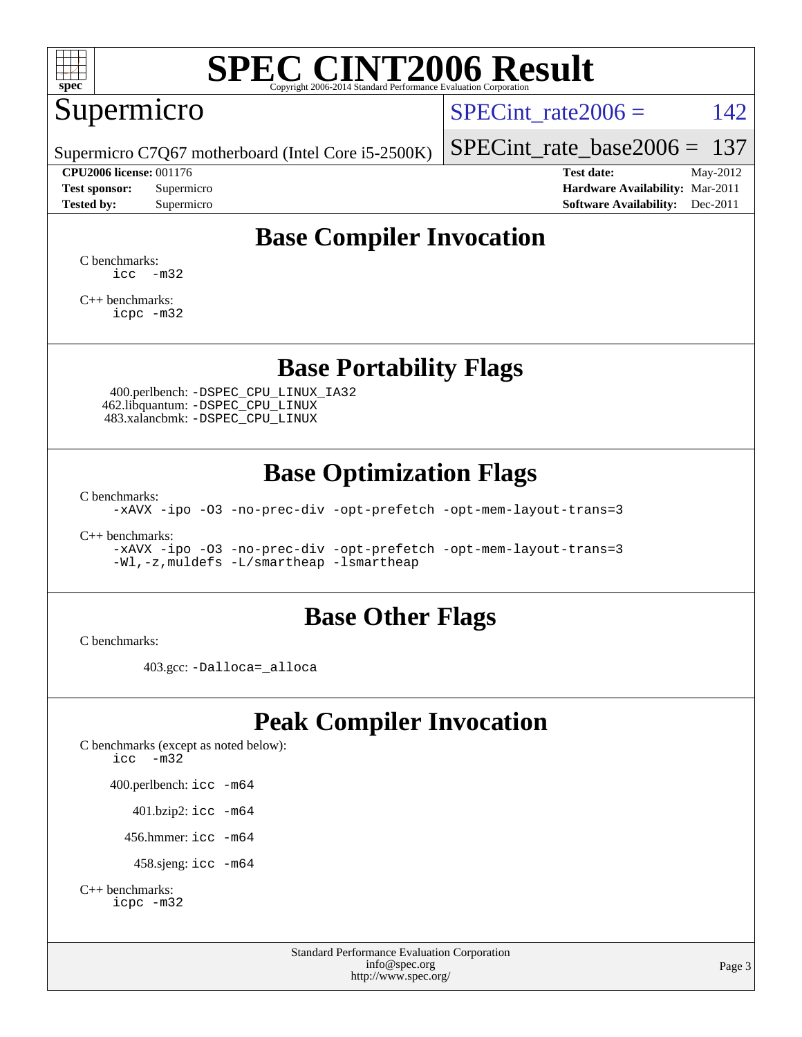# SPEC CINT2006 Result

Copyright 2006-2014 Standard Performance Evaluation Corporation

## Supermicro

Supermicro C7Q67 motherboard (Intel Core i5-2500K)

SPECint_rate2006 = 142

SPECint_rate_base2006 = 137

**CPU2006 license:** 001176
**Test sponsor:** Supermicro
**Tested by:** Supermicro

**Test date:** May-2012
**Hardware Availability:** Mar-2011
**Software Availability:** Dec-2011

## Base Compiler Invocation

C benchmarks:

```
icc -m32
```

C++ benchmarks:

```
icpc -m32
```

## Base Portability Flags

400.perlbench: `-DSPEC_CPU_LINUX_IA32`
462.libquantum: `-DSPEC_CPU_LINUX`
483.xalancbmk: `-DSPEC_CPU_LINUX`

## Base Optimization Flags

C benchmarks:

```
-xAVX -ipo -O3 -no-prec-div -opt-prefetch -opt-mem-layout-trans=3
```

C++ benchmarks:

```
-xAVX -ipo -O3 -no-prec-div -opt-prefetch -opt-mem-layout-trans=3
-Wl,-z,muldefs -L/smartheap -lsmartheap
```

## Base Other Flags

C benchmarks:

403.gcc: `-Dalloca=_alloca`

## Peak Compiler Invocation

C benchmarks (except as noted below):

```
icc -m32
```

400.perlbench: `icc -m64`

401.bzip2: `icc -m64`

456.hmmer: `icc -m64`

458.sjeng: `icc -m64`

C++ benchmarks:

```
icpc -m32
```

Standard Performance Evaluation Corporation
info@spec.org
http://www.spec.org/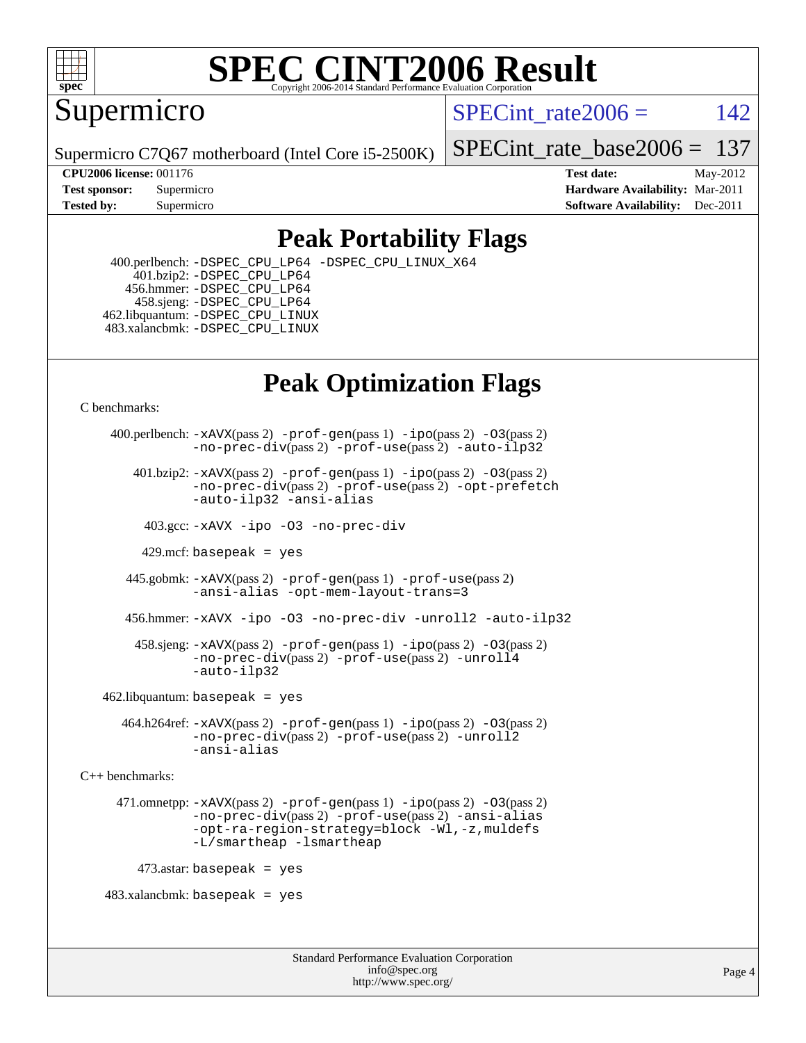# SPEC CINT2006 Result

Copyright 2006-2014 Standard Performance Evaluation Corporation

## Supermicro

Supermicro C7Q67 motherboard (Intel Core i5-2500K)

SPECint_rate2006 = 142

SPECint_rate_base2006 = 137

| | | | |
|---|---|---|---|
| **CPU2006 license:** | 001176 | **Test date:** | May-2012 |
| **Test sponsor:** | Supermicro | **Hardware Availability:** | Mar-2011 |
| **Tested by:** | Supermicro | **Software Availability:** | Dec-2011 |

## Peak Portability Flags

400.perlbench: -DSPEC_CPU_LP64 -DSPEC_CPU_LINUX_X64
401.bzip2: -DSPEC_CPU_LP64
456.hmmer: -DSPEC_CPU_LP64
458.sjeng: -DSPEC_CPU_LP64
462.libquantum: -DSPEC_CPU_LINUX
483.xalancbmk: -DSPEC_CPU_LINUX

## Peak Optimization Flags

C benchmarks:

400.perlbench: -xAVX(pass 2) -prof-gen(pass 1) -ipo(pass 2) -O3(pass 2) -no-prec-div(pass 2) -prof-use(pass 2) -auto-ilp32

401.bzip2: -xAVX(pass 2) -prof-gen(pass 1) -ipo(pass 2) -O3(pass 2) -no-prec-div(pass 2) -prof-use(pass 2) -opt-prefetch -auto-ilp32 -ansi-alias

403.gcc: -xAVX -ipo -O3 -no-prec-div

429.mcf: basepeak = yes

445.gobmk: -xAVX(pass 2) -prof-gen(pass 1) -prof-use(pass 2) -ansi-alias -opt-mem-layout-trans=3

456.hmmer: -xAVX -ipo -O3 -no-prec-div -unroll2 -auto-ilp32

458.sjeng: -xAVX(pass 2) -prof-gen(pass 1) -ipo(pass 2) -O3(pass 2) -no-prec-div(pass 2) -prof-use(pass 2) -unroll4 -auto-ilp32

462.libquantum: basepeak = yes

464.h264ref: -xAVX(pass 2) -prof-gen(pass 1) -ipo(pass 2) -O3(pass 2) -no-prec-div(pass 2) -prof-use(pass 2) -unroll2 -ansi-alias

C++ benchmarks:

471.omnetpp: -xAVX(pass 2) -prof-gen(pass 1) -ipo(pass 2) -O3(pass 2) -no-prec-div(pass 2) -prof-use(pass 2) -ansi-alias -opt-ra-region-strategy=block -Wl,-z,muldefs -L/smartheap -lsmartheap

473.astar: basepeak = yes

483.xalancbmk: basepeak = yes

Standard Performance Evaluation Corporation
info@spec.org
http://www.spec.org/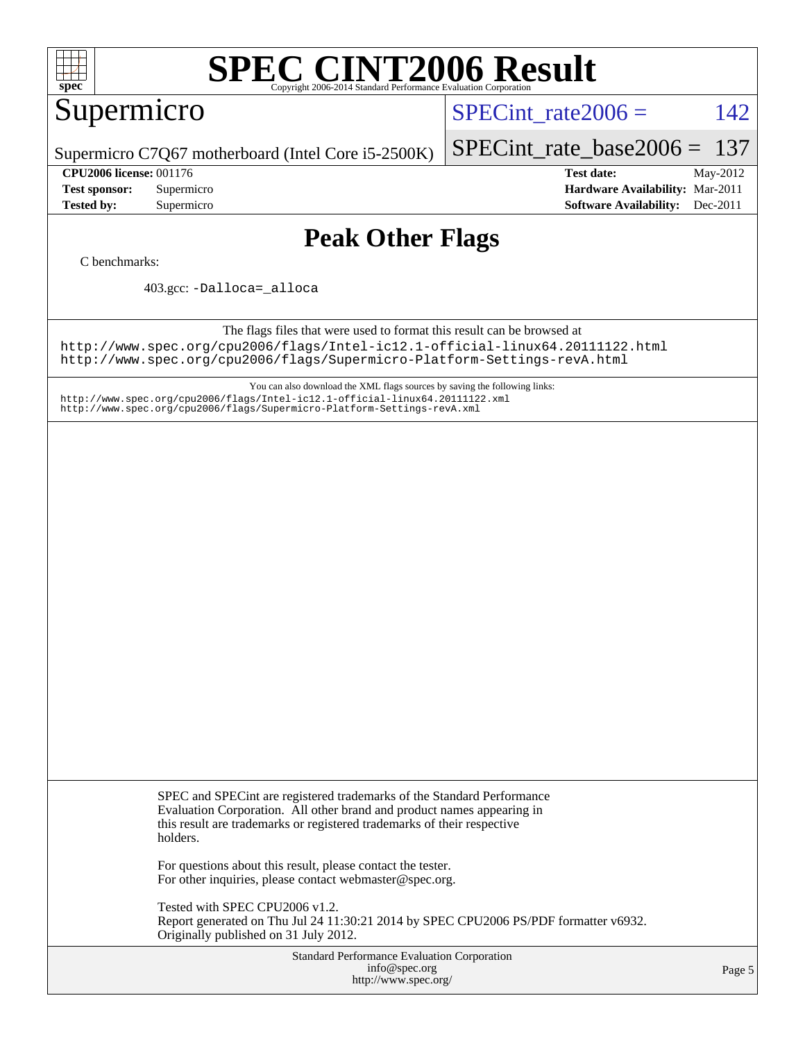# SPEC CINT2006 Result

Copyright 2006-2014 Standard Performance Evaluation Corporation

## Supermicro

Supermicro C7Q67 motherboard (Intel Core i5-2500K)

SPECint_rate2006 = 142

SPECint_rate_base2006 = 137

**CPU2006 license:** 001176
**Test sponsor:** Supermicro
**Tested by:** Supermicro

**Test date:** May-2012
**Hardware Availability:** Mar-2011
**Software Availability:** Dec-2011

## Peak Other Flags

C benchmarks:

403.gcc: -Dalloca=_alloca

The flags files that were used to format this result can be browsed at
http://www.spec.org/cpu2006/flags/Intel-ic12.1-official-linux64.20111122.html
http://www.spec.org/cpu2006/flags/Supermicro-Platform-Settings-revA.html

You can also download the XML flags sources by saving the following links:
http://www.spec.org/cpu2006/flags/Intel-ic12.1-official-linux64.20111122.xml
http://www.spec.org/cpu2006/flags/Supermicro-Platform-Settings-revA.xml

SPEC and SPECint are registered trademarks of the Standard Performance Evaluation Corporation. All other brand and product names appearing in this result are trademarks or registered trademarks of their respective holders.

For questions about this result, please contact the tester.
For other inquiries, please contact webmaster@spec.org.

Tested with SPEC CPU2006 v1.2.
Report generated on Thu Jul 24 11:30:21 2014 by SPEC CPU2006 PS/PDF formatter v6932.
Originally published on 31 July 2012.

Standard Performance Evaluation Corporation
info@spec.org
http://www.spec.org/